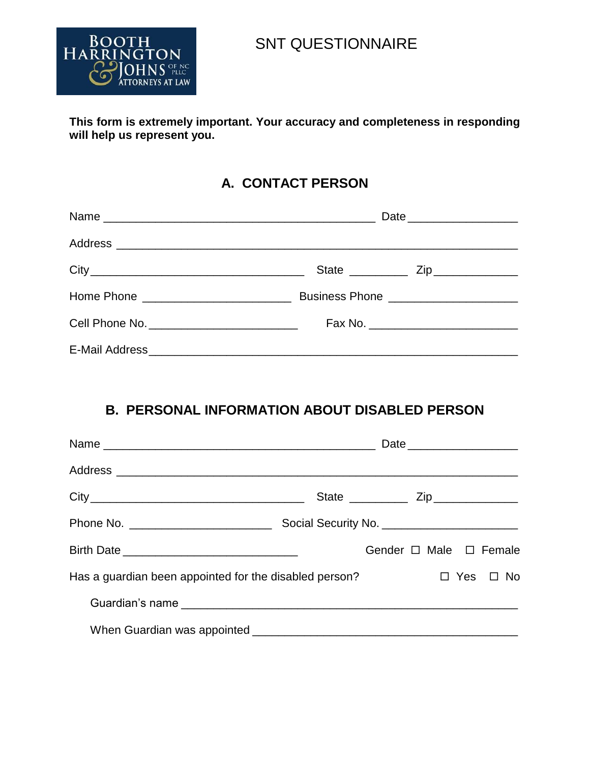BOOTH HARRINGTON & JOHNS OF NC PLLC ATTORNEYS AT LAW

# SNT QUESTIONNAIRE

**This form is extremely important. Your accuracy and completeness in responding will help us represent you.**

## A. CONTACT PERSON

Name ___________________________________________ Date _________________

Address ______________________________________________________________

City ___________________________________ State _________ Zip _____________

Home Phone ______________________ Business Phone ____________________

Cell Phone No. ______________________ Fax No. ______________________

E-Mail Address ________________________________________________________

## B. PERSONAL INFORMATION ABOUT DISABLED PERSON

Name ___________________________________________ Date _________________

Address ______________________________________________________________

City ___________________________________ State _________ Zip _____________

Phone No. ______________________ Social Security No. ____________________

Birth Date ___________________________ Gender ☐ Male ☐ Female

Has a guardian been appointed for the disabled person? ☐ Yes ☐ No

Guardian's name ______________________________________________________

When Guardian was appointed __________________________________________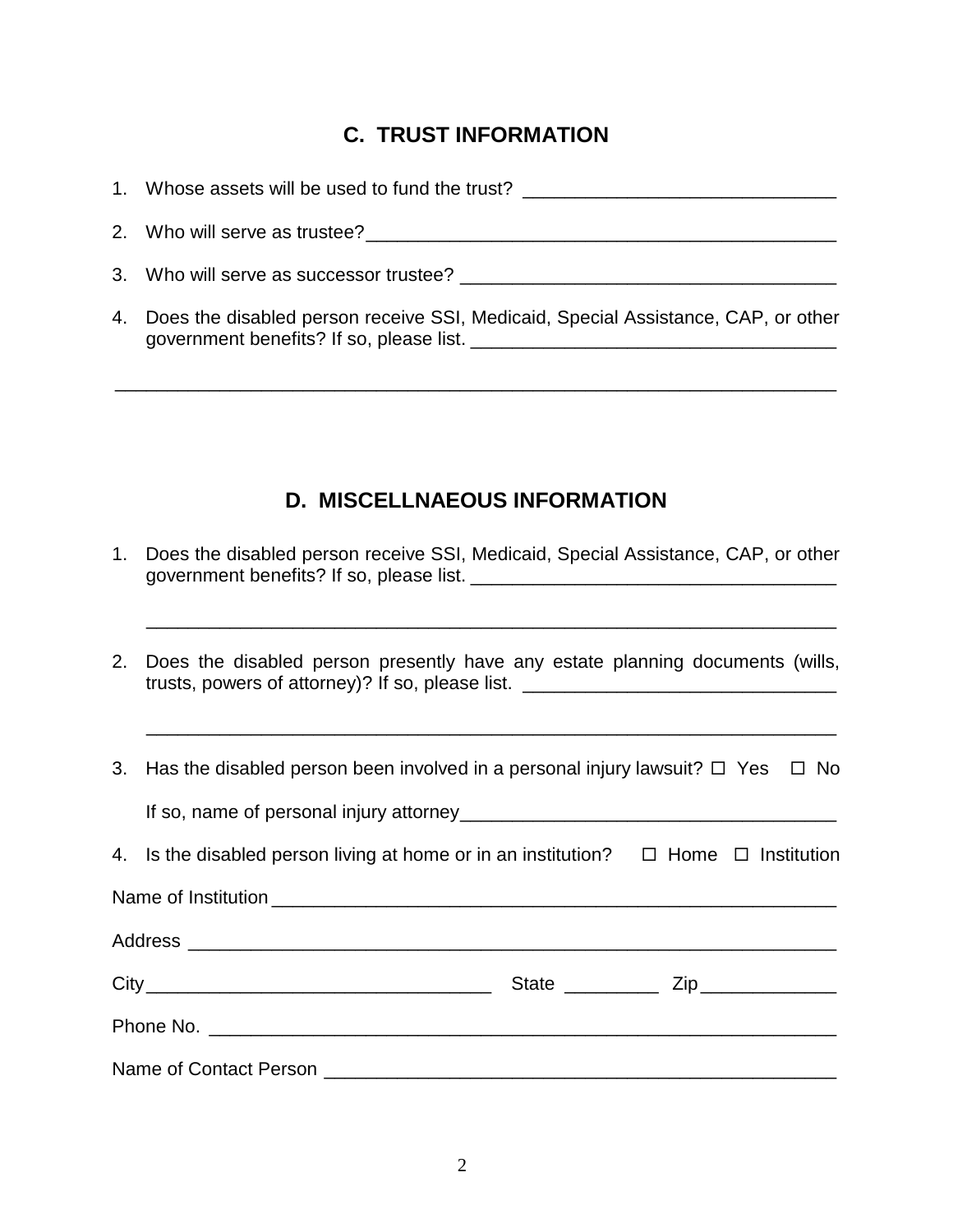## C. TRUST INFORMATION

1. Whose assets will be used to fund the trust? ______________________________
2. Who will serve as trustee?______________________________________________
3. Who will serve as successor trustee? ____________________________________
4. Does the disabled person receive SSI, Medicaid, Special Assistance, CAP, or other government benefits? If so, please list. ___________________________________

_____________________________________________________________________

## D. MISCELLNAEOUS INFORMATION

1. Does the disabled person receive SSI, Medicaid, Special Assistance, CAP, or other government benefits? If so, please list. ___________________________________

   _________________________________________________________________

2. Does the disabled person presently have any estate planning documents (wills, trusts, powers of attorney)? If so, please list. ______________________________

   _________________________________________________________________

3. Has the disabled person been involved in a personal injury lawsuit? ☐ Yes ☐ No

   If so, name of personal injury attorney____________________________________

4. Is the disabled person living at home or in an institution? ☐ Home ☐ Institution

Name of Institution ________________________________________________________

Address _______________________________________________________________

City_________________________________ State _________ Zip_____________

Phone No. _____________________________________________________________

Name of Contact Person __________________________________________________